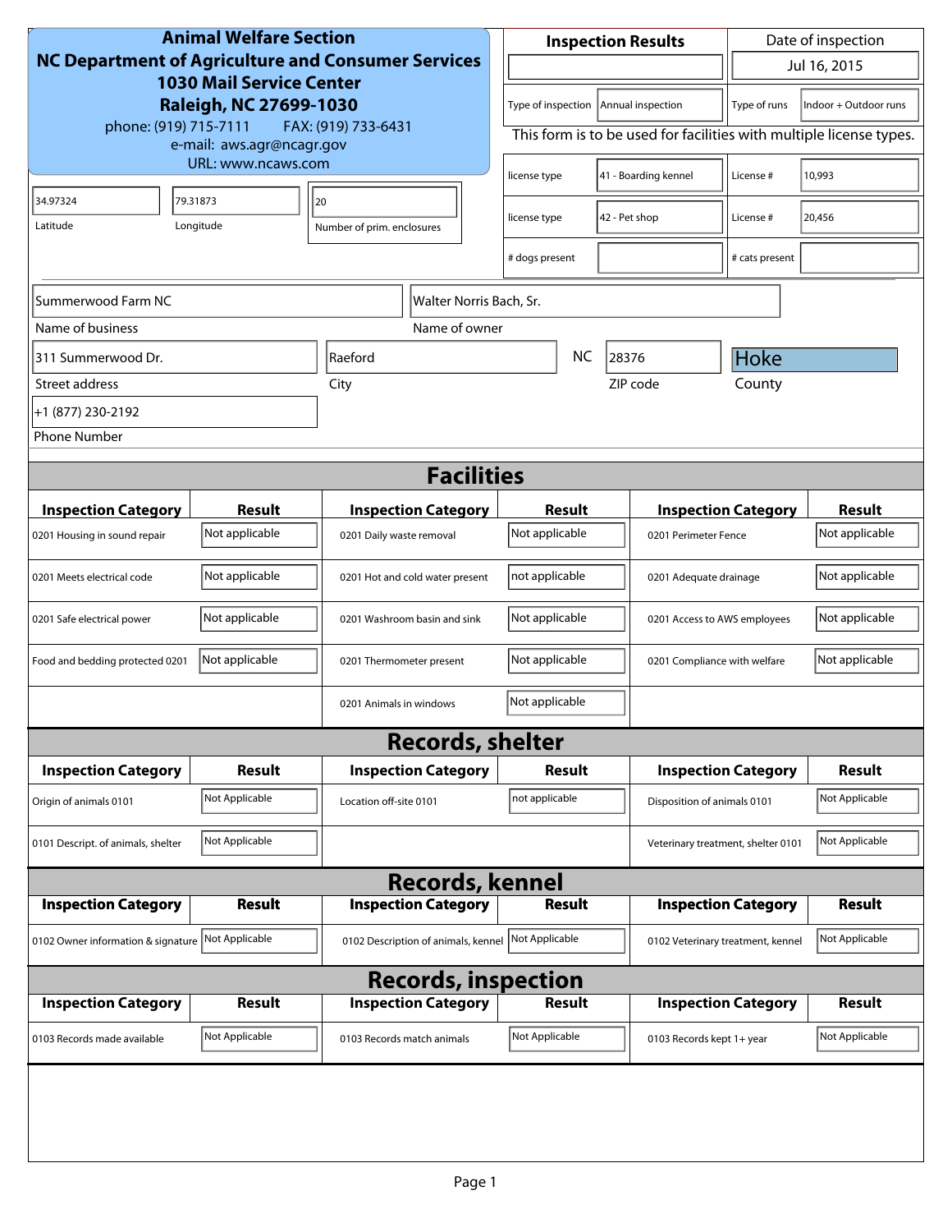**Animal Welfare Section**
**NC Department of Agriculture and Consumer Services**
**1030 Mail Service Center**
**Raleigh, NC 27699-1030**
phone: (919) 715-7111 FAX: (919) 733-6431
e-mail: aws.agr@ncagr.gov
URL: www.ncaws.com

| Inspection Results | Date of inspection |
|---|---|
| | Jul 16, 2015 |

| Type of inspection | Annual inspection | Type of runs | Indoor + Outdoor runs |
|---|---|---|---|

This form is to be used for facilities with multiple license types.

| license type | 41 - Boarding kennel | License # | 10,993 |
|---|---|---|---|
| license type | 42 - Pet shop | License # | 20,456 |
| # dogs present | | # cats present | |

| Latitude | Longitude | Number of prim. enclosures |
|---|---|---|
| 34.97324 | 79.31873 | 20 |

| Name of business | Name of owner |
|---|---|
| Summerwood Farm NC | Walter Norris Bach, Sr. |

| Street address | City | State | ZIP code | County |
|---|---|---|---|---|
| 311 Summerwood Dr. | Raeford | NC | 28376 | Hoke |

Phone Number: +1 (877) 230-2192

## Facilities

| Inspection Category | Result | Inspection Category | Result | Inspection Category | Result |
|---|---|---|---|---|---|
| 0201 Housing in sound repair | Not applicable | 0201 Daily waste removal | Not applicable | 0201 Perimeter Fence | Not applicable |
| 0201 Meets electrical code | Not applicable | 0201 Hot and cold water present | not applicable | 0201 Adequate drainage | Not applicable |
| 0201 Safe electrical power | Not applicable | 0201 Washroom basin and sink | Not applicable | 0201 Access to AWS employees | Not applicable |
| Food and bedding protected 0201 | Not applicable | 0201 Thermometer present | Not applicable | 0201 Compliance with welfare | Not applicable |
| | | 0201 Animals in windows | Not applicable | | |

## Records, shelter

| Inspection Category | Result | Inspection Category | Result | Inspection Category | Result |
|---|---|---|---|---|---|
| Origin of animals 0101 | Not Applicable | Location off-site 0101 | not applicable | Disposition of animals 0101 | Not Applicable |
| 0101 Descript. of animals, shelter | Not Applicable | | | Veterinary treatment, shelter 0101 | Not Applicable |

## Records, kennel

| Inspection Category | Result | Inspection Category | Result | Inspection Category | Result |
|---|---|---|---|---|---|
| 0102 Owner information & signature | Not Applicable | 0102 Description of animals, kennel | Not Applicable | 0102 Veterinary treatment, kennel | Not Applicable |

## Records, inspection

| Inspection Category | Result | Inspection Category | Result | Inspection Category | Result |
|---|---|---|---|---|---|
| 0103 Records made available | Not Applicable | 0103 Records match animals | Not Applicable | 0103 Records kept 1+ year | Not Applicable |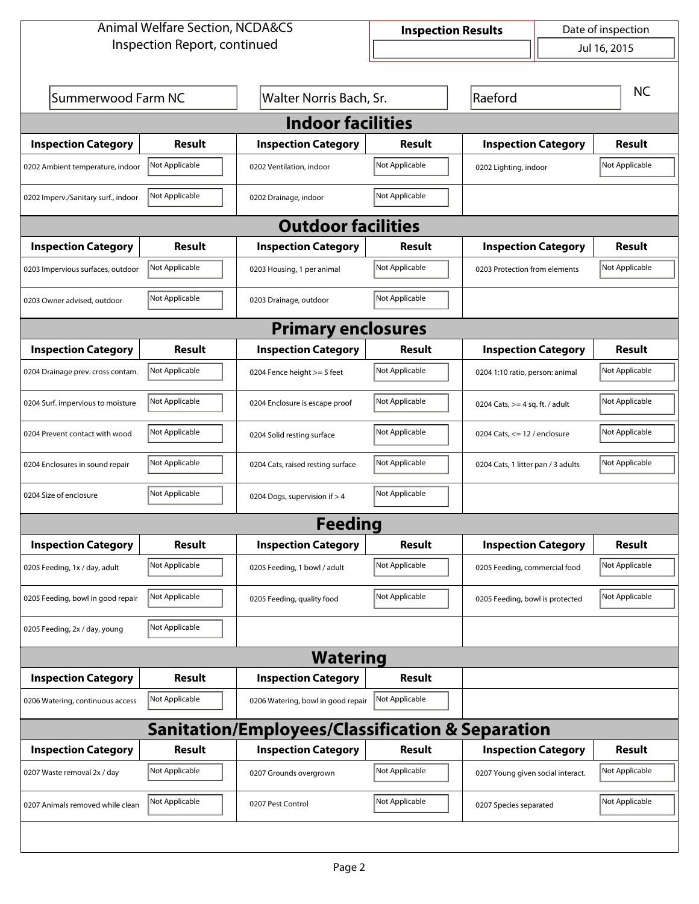Animal Welfare Section, NCDA&CS
Inspection Report, continued

| Inspection Results | Date of inspection |
|---|---|
| | Jul 16, 2015 |

| | | | |
|---|---|---|---|
| Summerwood Farm NC | Walter Norris Bach, Sr. | Raeford | NC |

## Indoor facilities

| Inspection Category | Result | Inspection Category | Result | Inspection Category | Result |
|---|---|---|---|---|---|
| 0202 Ambient temperature, indoor | Not Applicable | 0202 Ventilation, indoor | Not Applicable | 0202 Lighting, indoor | Not Applicable |
| 0202 Imperv./Sanitary surf., indoor | Not Applicable | 0202 Drainage, indoor | Not Applicable | | |

## Outdoor facilities

| Inspection Category | Result | Inspection Category | Result | Inspection Category | Result |
|---|---|---|---|---|---|
| 0203 Impervious surfaces, outdoor | Not Applicable | 0203 Housing, 1 per animal | Not Applicable | 0203 Protection from elements | Not Applicable |
| 0203 Owner advised, outdoor | Not Applicable | 0203 Drainage, outdoor | Not Applicable | | |

## Primary enclosures

| Inspection Category | Result | Inspection Category | Result | Inspection Category | Result |
|---|---|---|---|---|---|
| 0204 Drainage prev. cross contam. | Not Applicable | 0204 Fence height >= 5 feet | Not Applicable | 0204 1:10 ratio, person: animal | Not Applicable |
| 0204 Surf. impervious to moisture | Not Applicable | 0204 Enclosure is escape proof | Not Applicable | 0204 Cats, >= 4 sq. ft. / adult | Not Applicable |
| 0204 Prevent contact with wood | Not Applicable | 0204 Solid resting surface | Not Applicable | 0204 Cats, <= 12 / enclosure | Not Applicable |
| 0204 Enclosures in sound repair | Not Applicable | 0204 Cats, raised resting surface | Not Applicable | 0204 Cats, 1 litter pan / 3 adults | Not Applicable |
| 0204 Size of enclosure | Not Applicable | 0204 Dogs, supervision if > 4 | Not Applicable | | |

## Feeding

| Inspection Category | Result | Inspection Category | Result | Inspection Category | Result |
|---|---|---|---|---|---|
| 0205 Feeding, 1x / day, adult | Not Applicable | 0205 Feeding, 1 bowl / adult | Not Applicable | 0205 Feeding, commercial food | Not Applicable |
| 0205 Feeding, bowl in good repair | Not Applicable | 0205 Feeding, quality food | Not Applicable | 0205 Feeding, bowl is protected | Not Applicable |
| 0205 Feeding, 2x / day, young | Not Applicable | | | | |

## Watering

| Inspection Category | Result | Inspection Category | Result |
|---|---|---|---|
| 0206 Watering, continuous access | Not Applicable | 0206 Watering, bowl in good repair | Not Applicable |

## Sanitation/Employees/Classification & Separation

| Inspection Category | Result | Inspection Category | Result | Inspection Category | Result |
|---|---|---|---|---|---|
| 0207 Waste removal 2x / day | Not Applicable | 0207 Grounds overgrown | Not Applicable | 0207 Young given social interact. | Not Applicable |
| 0207 Animals removed while clean | Not Applicable | 0207 Pest Control | Not Applicable | 0207 Species separated | Not Applicable |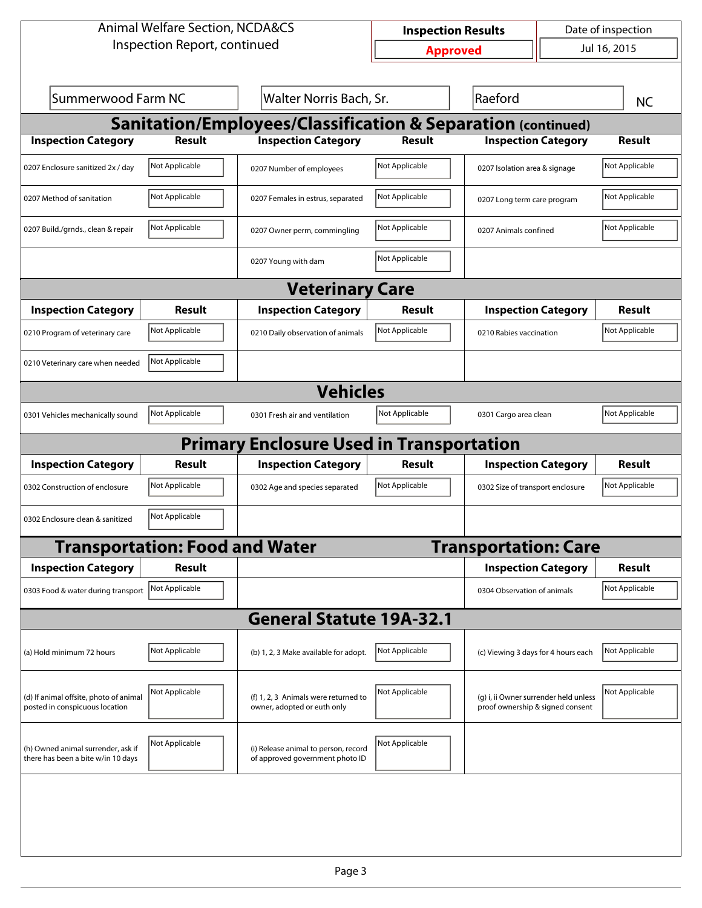Animal Welfare Section, NCDA&CS
Inspection Report, continued

| Inspection Results | Date of inspection |
| --- | --- |
| Approved | Jul 16, 2015 |

| Summerwood Farm NC | Walter Norris Bach, Sr. | Raeford | NC |
| --- | --- | --- | --- |

## Sanitation/Employees/Classification & Separation (continued)

| Inspection Category | Result | Inspection Category | Result | Inspection Category | Result |
| --- | --- | --- | --- | --- | --- |
| 0207 Enclosure sanitized 2x / day | Not Applicable | 0207 Number of employees | Not Applicable | 0207 Isolation area & signage | Not Applicable |
| 0207 Method of sanitation | Not Applicable | 0207 Females in estrus, separated | Not Applicable | 0207 Long term care program | Not Applicable |
| 0207 Build./grnds., clean & repair | Not Applicable | 0207 Owner perm, commingling | Not Applicable | 0207 Animals confined | Not Applicable |
| | | 0207 Young with dam | Not Applicable | | |

## Veterinary Care

| Inspection Category | Result | Inspection Category | Result | Inspection Category | Result |
| --- | --- | --- | --- | --- | --- |
| 0210 Program of veterinary care | Not Applicable | 0210 Daily observation of animals | Not Applicable | 0210 Rabies vaccination | Not Applicable |
| 0210 Veterinary care when needed | Not Applicable | | | | |

## Vehicles

| Inspection Category | Result | Inspection Category | Result | Inspection Category | Result |
| --- | --- | --- | --- | --- | --- |
| 0301 Vehicles mechanically sound | Not Applicable | 0301 Fresh air and ventilation | Not Applicable | 0301 Cargo area clean | Not Applicable |

## Primary Enclosure Used in Transportation

| Inspection Category | Result | Inspection Category | Result | Inspection Category | Result |
| --- | --- | --- | --- | --- | --- |
| 0302 Construction of enclosure | Not Applicable | 0302 Age and species separated | Not Applicable | 0302 Size of transport enclosure | Not Applicable |
| 0302 Enclosure clean & sanitized | Not Applicable | | | | |

## Transportation: Food and Water

| Inspection Category | Result |
| --- | --- |
| 0303 Food & water during transport | Not Applicable |

## Transportation: Care

| Inspection Category | Result |
| --- | --- |
| 0304 Observation of animals | Not Applicable |

## General Statute 19A-32.1

| Inspection Category | Result | Inspection Category | Result | Inspection Category | Result |
| --- | --- | --- | --- | --- | --- |
| (a) Hold minimum 72 hours | Not Applicable | (b) 1, 2, 3 Make available for adopt. | Not Applicable | (c) Viewing 3 days for 4 hours each | Not Applicable |
| (d) If animal offsite, photo of animal posted in conspicuous location | Not Applicable | (f) 1, 2, 3 Animals were returned to owner, adopted or euth only | Not Applicable | (g) i, ii Owner surrender held unless proof ownership & signed consent | Not Applicable |
| (h) Owned animal surrender, ask if there has been a bite w/in 10 days | Not Applicable | (i) Release animal to person, record of approved government photo ID | Not Applicable | | |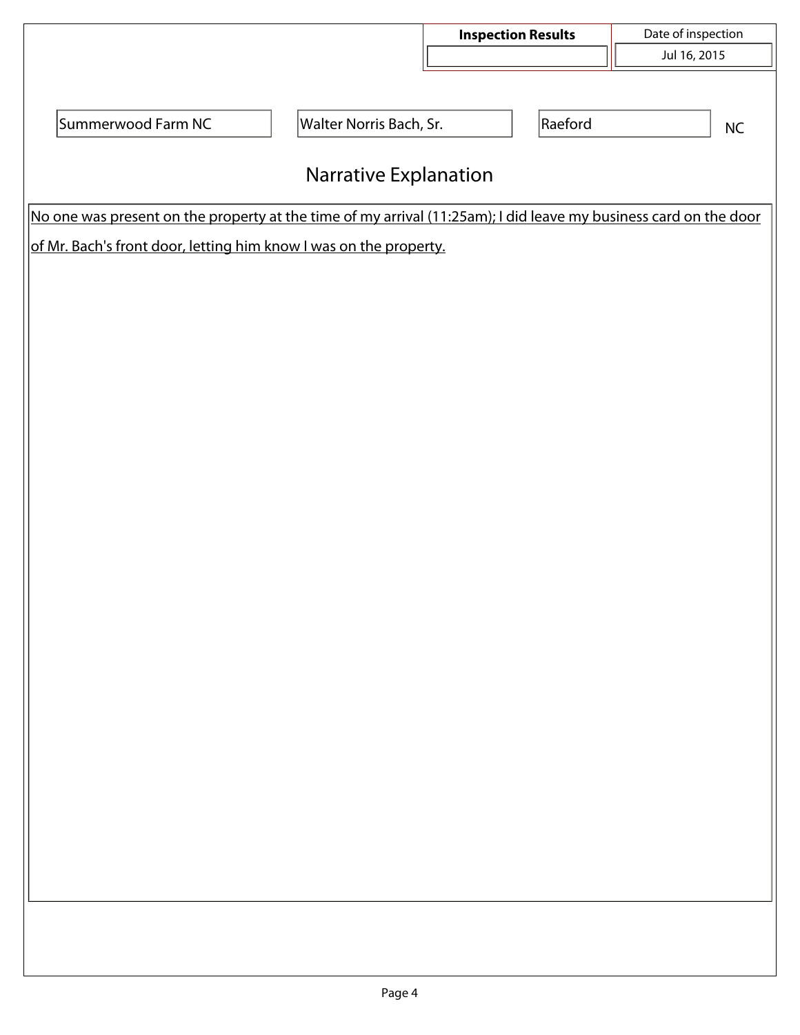| Inspection Results | Date of inspection |
| --- | --- |
| | Jul 16, 2015 |

| Summerwood Farm NC | Walter Norris Bach, Sr. | Raeford | NC |
| --- | --- | --- | --- |

## Narrative Explanation

No one was present on the property at the time of my arrival (11:25am); I did leave my business card on the door of Mr. Bach's front door, letting him know I was on the property.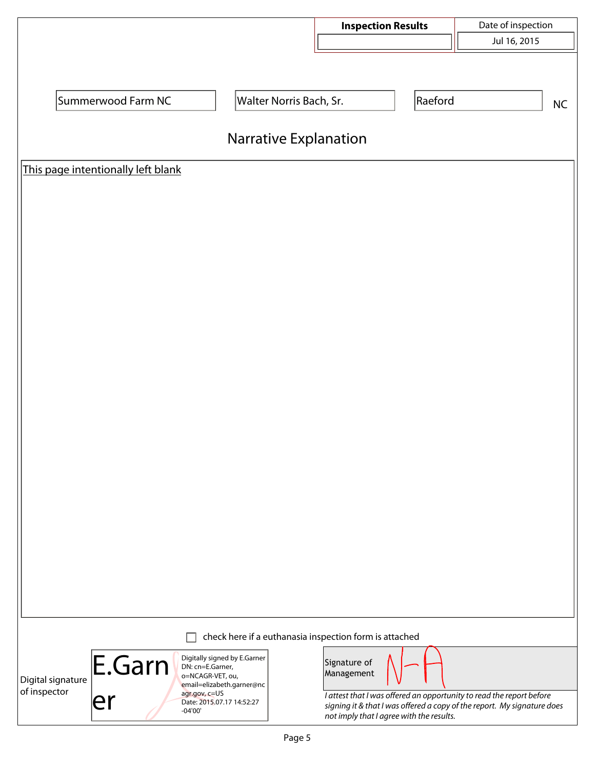| Inspection Results | Date of inspection |
|---|---|
| | Jul 16, 2015 |

| | | | |
|---|---|---|---|
| Summerwood Farm NC | Walter Norris Bach, Sr. | Raeford | NC |

## Narrative Explanation

This page intentionally left blank

☐ check here if a euthanasia inspection form is attached

Digital signature of inspector: E.Garner — Digitally signed by E.Garner DN: cn=E.Garner, o=NCAGR-VET, ou, email=elizabeth.garner@ncagr.gov, c=US Date: 2015.07.17 14:52:27 -04'00'

Signature of Management: N-A

*I attest that I was offered an opportunity to read the report before signing it & that I was offered a copy of the report. My signature does not imply that I agree with the results.*